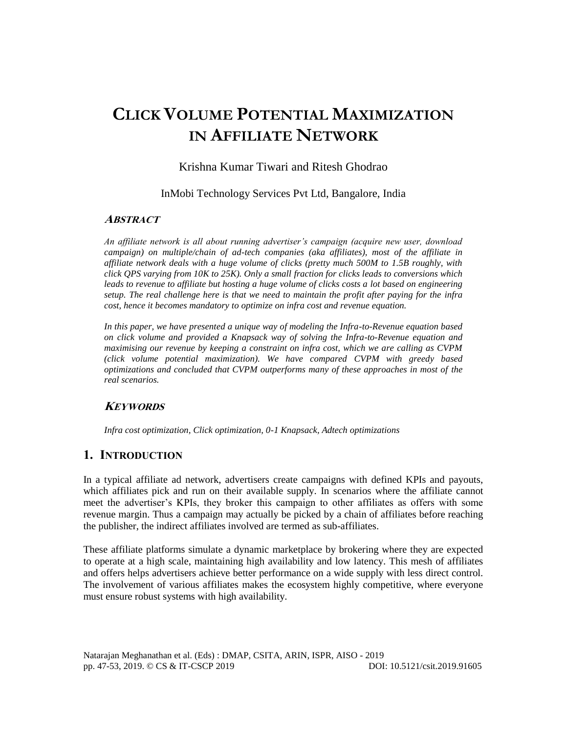# CLICK VOLUME POTENTIAL MAXIMIZATION IN AFFILIATE NETWORK

Krishna Kumar Tiwari and Ritesh Ghodrao

InMobi Technology Services Pvt Ltd, Bangalore, India

## ABSTRACT

*An affiliate network is all about running advertiser's campaign (acquire new user, download campaign) on multiple/chain of ad-tech companies (aka affiliates), most of the affiliate in affiliate network deals with a huge volume of clicks (pretty much 500M to 1.5B roughly, with click QPS varying from 10K to 25K). Only a small fraction for clicks leads to conversions which leads to revenue to affiliate but hosting a huge volume of clicks costs a lot based on engineering setup. The real challenge here is that we need to maintain the profit after paying for the infra cost, hence it becomes mandatory to optimize on infra cost and revenue equation.*

*In this paper, we have presented a unique way of modeling the Infra-to-Revenue equation based on click volume and provided a Knapsack way of solving the Infra-to-Revenue equation and maximising our revenue by keeping a constraint on infra cost, which we are calling as CVPM (click volume potential maximization). We have compared CVPM with greedy based optimizations and concluded that CVPM outperforms many of these approaches in most of the real scenarios.*

## KEYWORDS

*Infra cost optimization, Click optimization, 0-1 Knapsack, Adtech optimizations*

## 1. INTRODUCTION

In a typical affiliate ad network, advertisers create campaigns with defined KPIs and payouts, which affiliates pick and run on their available supply. In scenarios where the affiliate cannot meet the advertiser's KPIs, they broker this campaign to other affiliates as offers with some revenue margin. Thus a campaign may actually be picked by a chain of affiliates before reaching the publisher, the indirect affiliates involved are termed as sub-affiliates.

These affiliate platforms simulate a dynamic marketplace by brokering where they are expected to operate at a high scale, maintaining high availability and low latency. This mesh of affiliates and offers helps advertisers achieve better performance on a wide supply with less direct control. The involvement of various affiliates makes the ecosystem highly competitive, where everyone must ensure robust systems with high availability.

Natarajan Meghanathan et al. (Eds) : DMAP, CSITA, ARIN, ISPR, AISO - 2019
pp. 47-53, 2019. © CS & IT-CSCP 2019 DOI: 10.5121/csit.2019.91605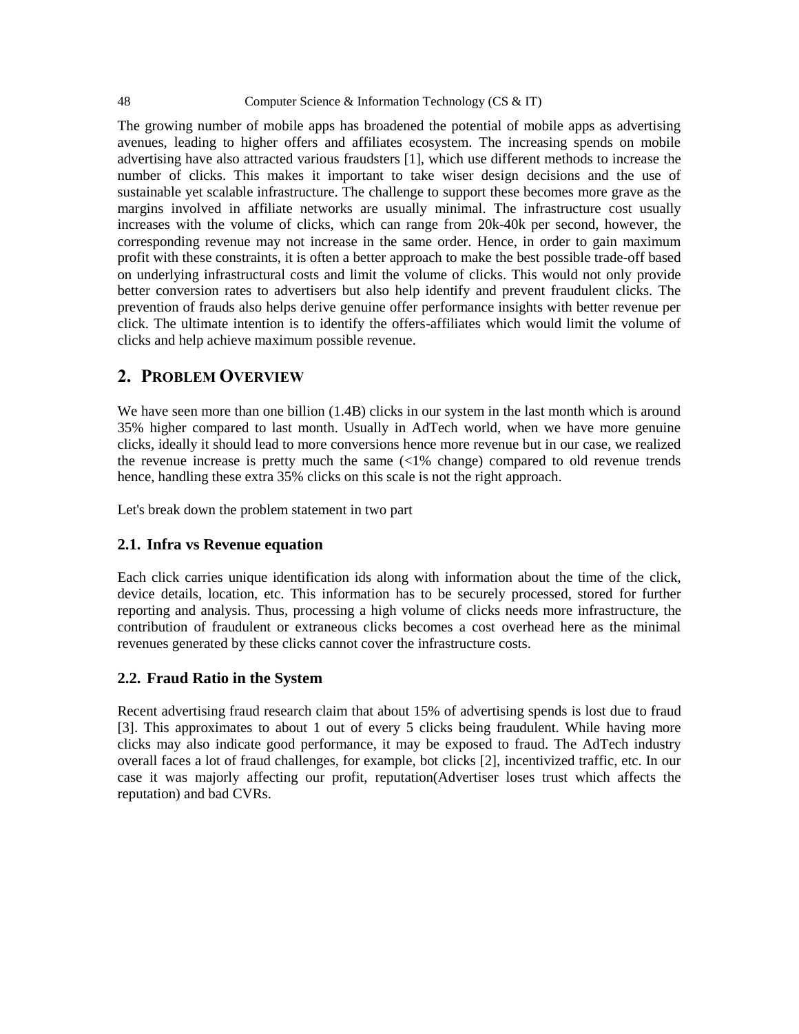The growing number of mobile apps has broadened the potential of mobile apps as advertising avenues, leading to higher offers and affiliates ecosystem. The increasing spends on mobile advertising have also attracted various fraudsters [1], which use different methods to increase the number of clicks. This makes it important to take wiser design decisions and the use of sustainable yet scalable infrastructure. The challenge to support these becomes more grave as the margins involved in affiliate networks are usually minimal. The infrastructure cost usually increases with the volume of clicks, which can range from 20k-40k per second, however, the corresponding revenue may not increase in the same order. Hence, in order to gain maximum profit with these constraints, it is often a better approach to make the best possible trade-off based on underlying infrastructural costs and limit the volume of clicks. This would not only provide better conversion rates to advertisers but also help identify and prevent fraudulent clicks. The prevention of frauds also helps derive genuine offer performance insights with better revenue per click. The ultimate intention is to identify the offers-affiliates which would limit the volume of clicks and help achieve maximum possible revenue.

## 2. Problem Overview

We have seen more than one billion (1.4B) clicks in our system in the last month which is around 35% higher compared to last month. Usually in AdTech world, when we have more genuine clicks, ideally it should lead to more conversions hence more revenue but in our case, we realized the revenue increase is pretty much the same (<1% change) compared to old revenue trends hence, handling these extra 35% clicks on this scale is not the right approach.

Let's break down the problem statement in two part

### 2.1. Infra vs Revenue equation

Each click carries unique identification ids along with information about the time of the click, device details, location, etc. This information has to be securely processed, stored for further reporting and analysis. Thus, processing a high volume of clicks needs more infrastructure, the contribution of fraudulent or extraneous clicks becomes a cost overhead here as the minimal revenues generated by these clicks cannot cover the infrastructure costs.

### 2.2. Fraud Ratio in the System

Recent advertising fraud research claim that about 15% of advertising spends is lost due to fraud [3]. This approximates to about 1 out of every 5 clicks being fraudulent. While having more clicks may also indicate good performance, it may be exposed to fraud. The AdTech industry overall faces a lot of fraud challenges, for example, bot clicks [2], incentivized traffic, etc. In our case it was majorly affecting our profit, reputation(Advertiser loses trust which affects the reputation) and bad CVRs.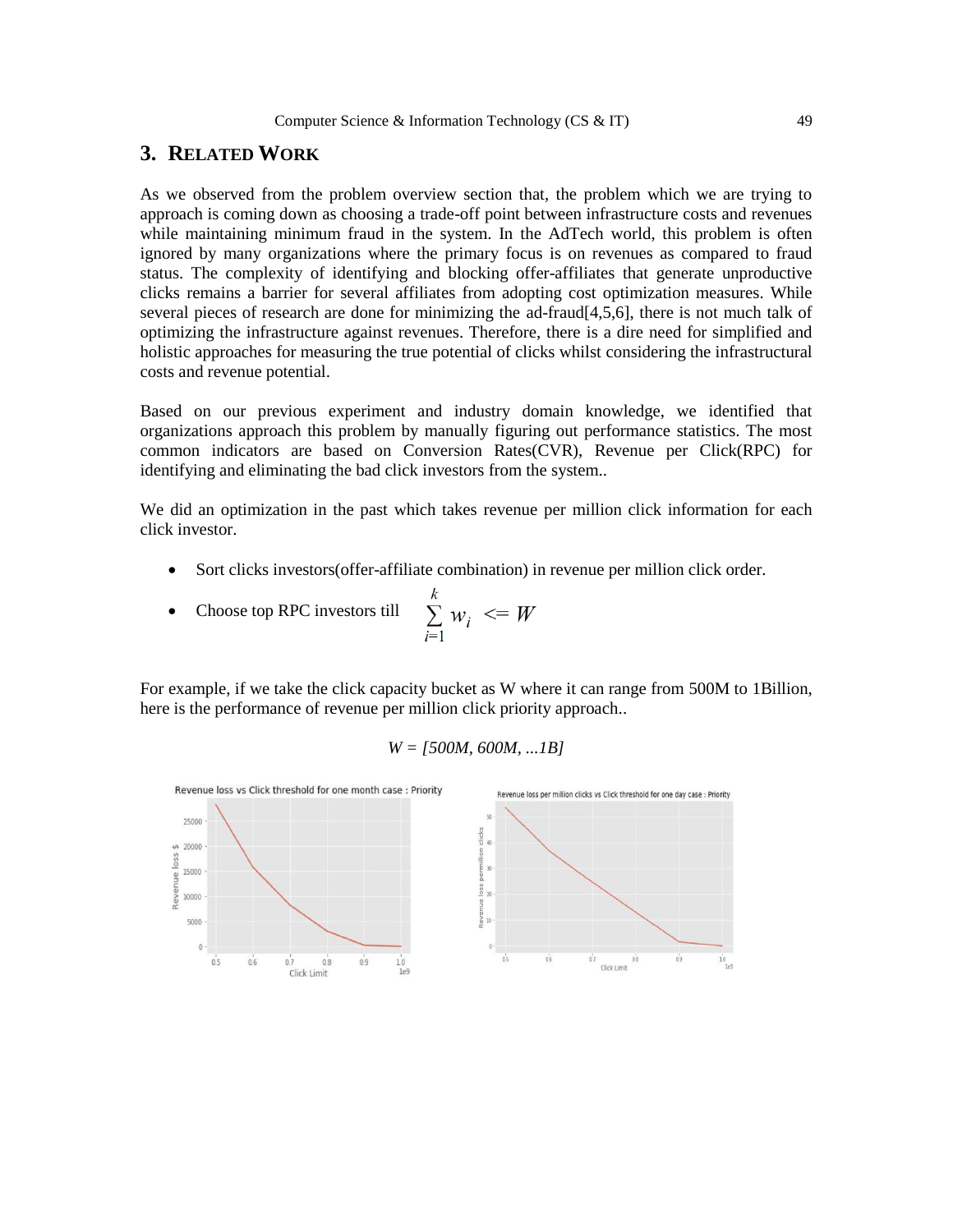## 3. RELATED WORK

As we observed from the problem overview section that, the problem which we are trying to approach is coming down as choosing a trade-off point between infrastructure costs and revenues while maintaining minimum fraud in the system. In the AdTech world, this problem is often ignored by many organizations where the primary focus is on revenues as compared to fraud status. The complexity of identifying and blocking offer-affiliates that generate unproductive clicks remains a barrier for several affiliates from adopting cost optimization measures. While several pieces of research are done for minimizing the ad-fraud[4,5,6], there is not much talk of optimizing the infrastructure against revenues. Therefore, there is a dire need for simplified and holistic approaches for measuring the true potential of clicks whilst considering the infrastructural costs and revenue potential.

Based on our previous experiment and industry domain knowledge, we identified that organizations approach this problem by manually figuring out performance statistics. The most common indicators are based on Conversion Rates(CVR), Revenue per Click(RPC) for identifying and eliminating the bad click investors from the system..

We did an optimization in the past which takes revenue per million click information for each click investor.

- Sort clicks investors(offer-affiliate combination) in revenue per million click order.
- Choose top RPC investors till $\sum_{i=1}^{k} w_i <= W$

For example, if we take the click capacity bucket as W where it can range from 500M to 1Billion, here is the performance of revenue per million click priority approach..

$$W = [500M, 600M, ...1B]$$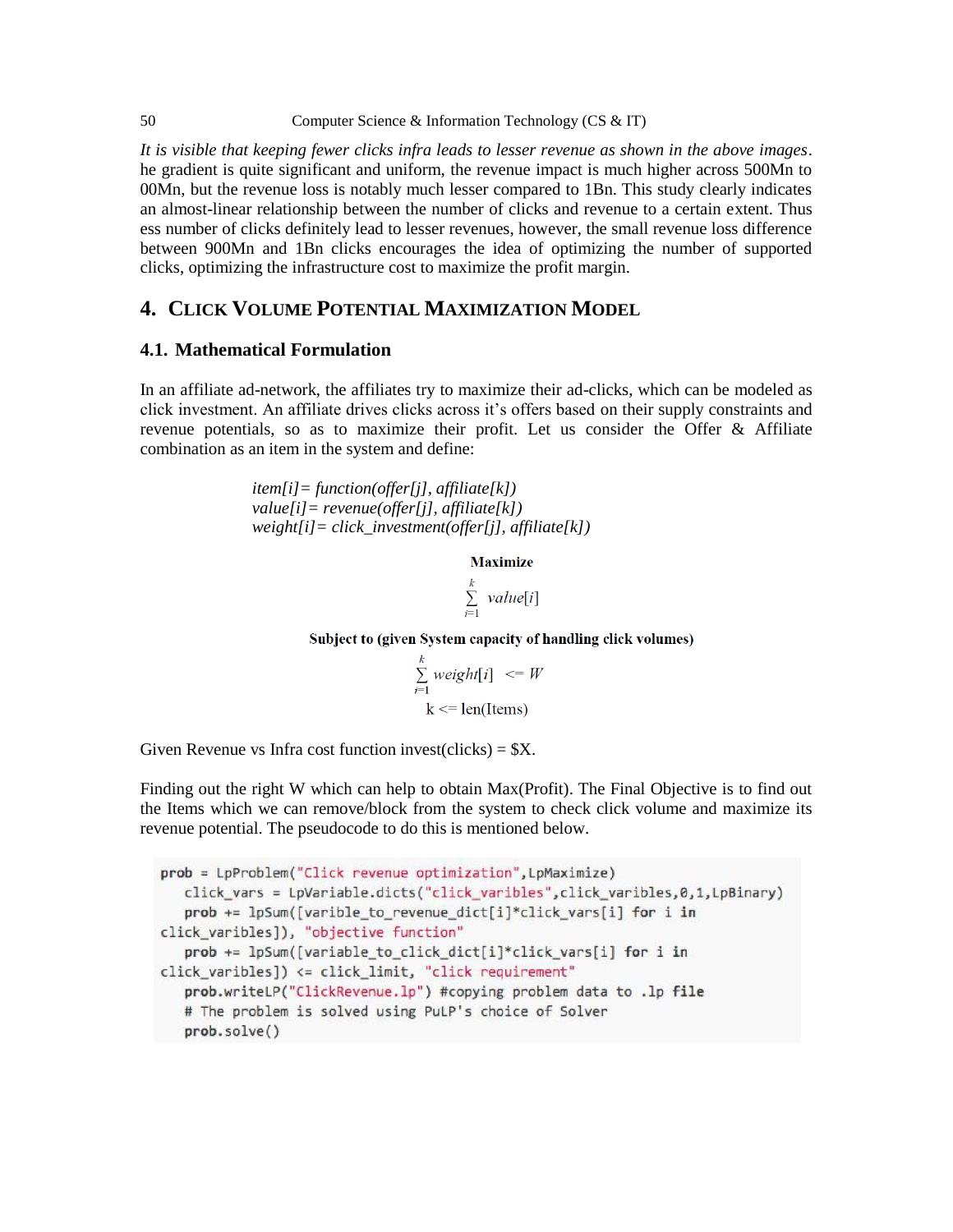*It is visible that keeping fewer clicks infra leads to lesser revenue as shown in the above images*. he gradient is quite significant and uniform, the revenue impact is much higher across 500Mn to 00Mn, but the revenue loss is notably much lesser compared to 1Bn. This study clearly indicates an almost-linear relationship between the number of clicks and revenue to a certain extent. Thus ess number of clicks definitely lead to lesser revenues, however, the small revenue loss difference between 900Mn and 1Bn clicks encourages the idea of optimizing the number of supported clicks, optimizing the infrastructure cost to maximize the profit margin.

## 4. CLICK VOLUME POTENTIAL MAXIMIZATION MODEL

### 4.1. Mathematical Formulation

In an affiliate ad-network, the affiliates try to maximize their ad-clicks, which can be modeled as click investment. An affiliate drives clicks across it's offers based on their supply constraints and revenue potentials, so as to maximize their profit. Let us consider the Offer & Affiliate combination as an item in the system and define:

*item[i] = function(offer[j], affiliate[k])*
*value[i] = revenue(offer[j], affiliate[k])*
*weight[i] = click_investment(offer[j], affiliate[k])*

**Maximize**

$$\sum_{i=1}^{k} value[i]$$

**Subject to (given System capacity of handling click volumes)**

$$\sum_{i=1}^{k} weight[i] \;\; <= W$$

$$k <= \text{len(Items)}$$

Given Revenue vs Infra cost function invest(clicks) = $X.

Finding out the right W which can help to obtain Max(Profit). The Final Objective is to find out the Items which we can remove/block from the system to check click volume and maximize its revenue potential. The pseudocode to do this is mentioned below.

```
prob = LpProblem("Click revenue optimization",LpMaximize)
   click_vars = LpVariable.dicts("click_varibles",click_varibles,0,1,LpBinary)
   prob += lpSum([varible_to_revenue_dict[i]*click_vars[i] for i in
click_varibles]), "objective function"
   prob += lpSum([variable_to_click_dict[i]*click_vars[i] for i in
click_varibles]) <= click_limit, "click requirement"
   prob.writeLP("ClickRevenue.lp") #copying problem data to .lp file
   # The problem is solved using PuLP's choice of Solver
   prob.solve()
```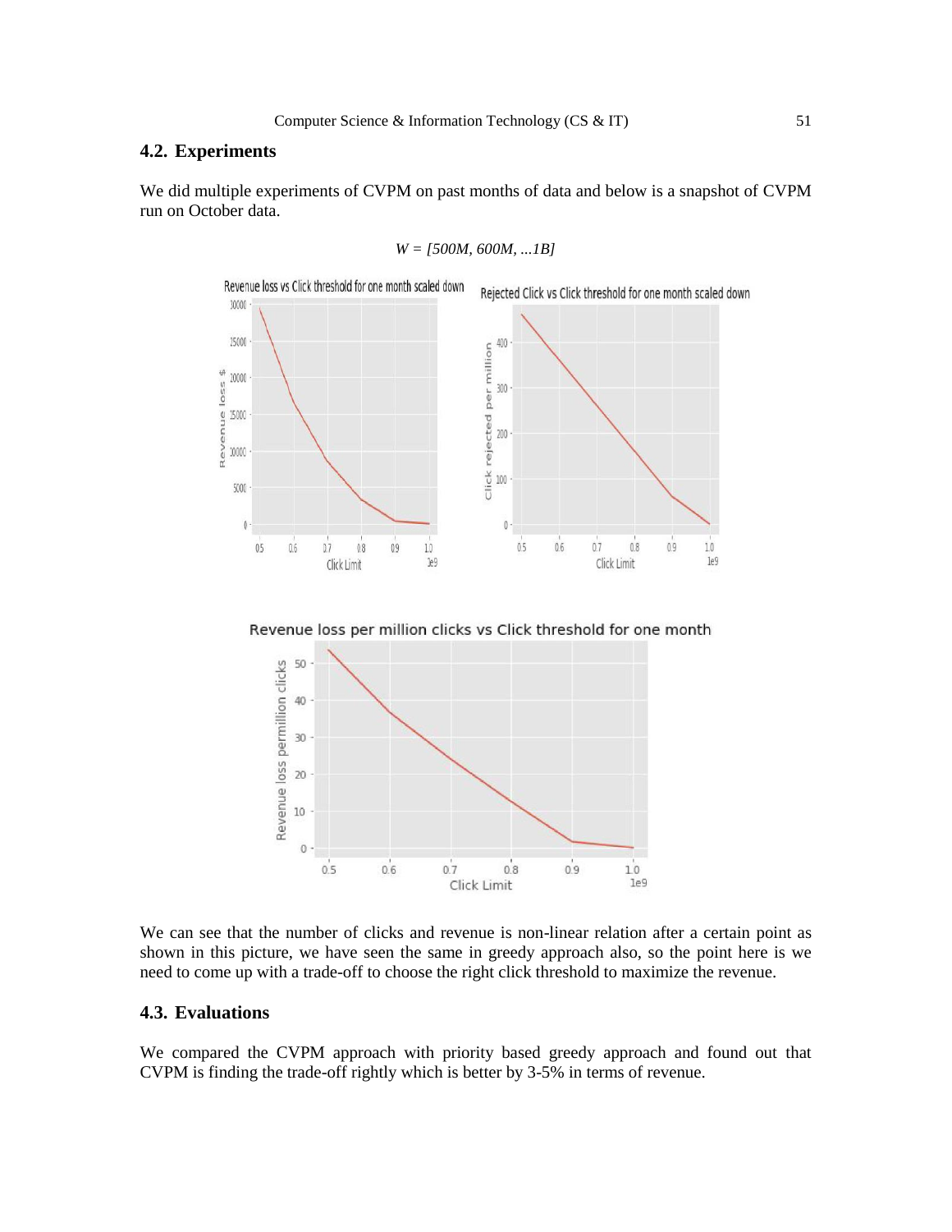## 4.2. Experiments

We did multiple experiments of CVPM on past months of data and below is a snapshot of CVPM run on October data.

$$W = [500M, 600M, ...1B]$$

We can see that the number of clicks and revenue is non-linear relation after a certain point as shown in this picture, we have seen the same in greedy approach also, so the point here is we need to come up with a trade-off to choose the right click threshold to maximize the revenue.

## 4.3. Evaluations

We compared the CVPM approach with priority based greedy approach and found out that CVPM is finding the trade-off rightly which is better by 3-5% in terms of revenue.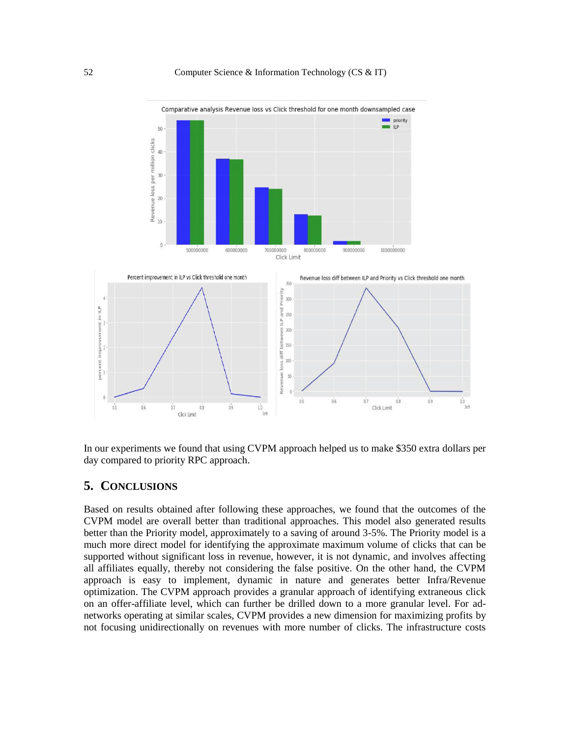In our experiments we found that using CVPM approach helped us to make $350 extra dollars per day compared to priority RPC approach.

## 5. CONCLUSIONS

Based on results obtained after following these approaches, we found that the outcomes of the CVPM model are overall better than traditional approaches. This model also generated results better than the Priority model, approximately to a saving of around 3-5%. The Priority model is a much more direct model for identifying the approximate maximum volume of clicks that can be supported without significant loss in revenue, however, it is not dynamic, and involves affecting all affiliates equally, thereby not considering the false positive. On the other hand, the CVPM approach is easy to implement, dynamic in nature and generates better Infra/Revenue optimization. The CVPM approach provides a granular approach of identifying extraneous click on an offer-affiliate level, which can further be drilled down to a more granular level. For ad-networks operating at similar scales, CVPM provides a new dimension for maximizing profits by not focusing unidirectionally on revenues with more number of clicks. The infrastructure costs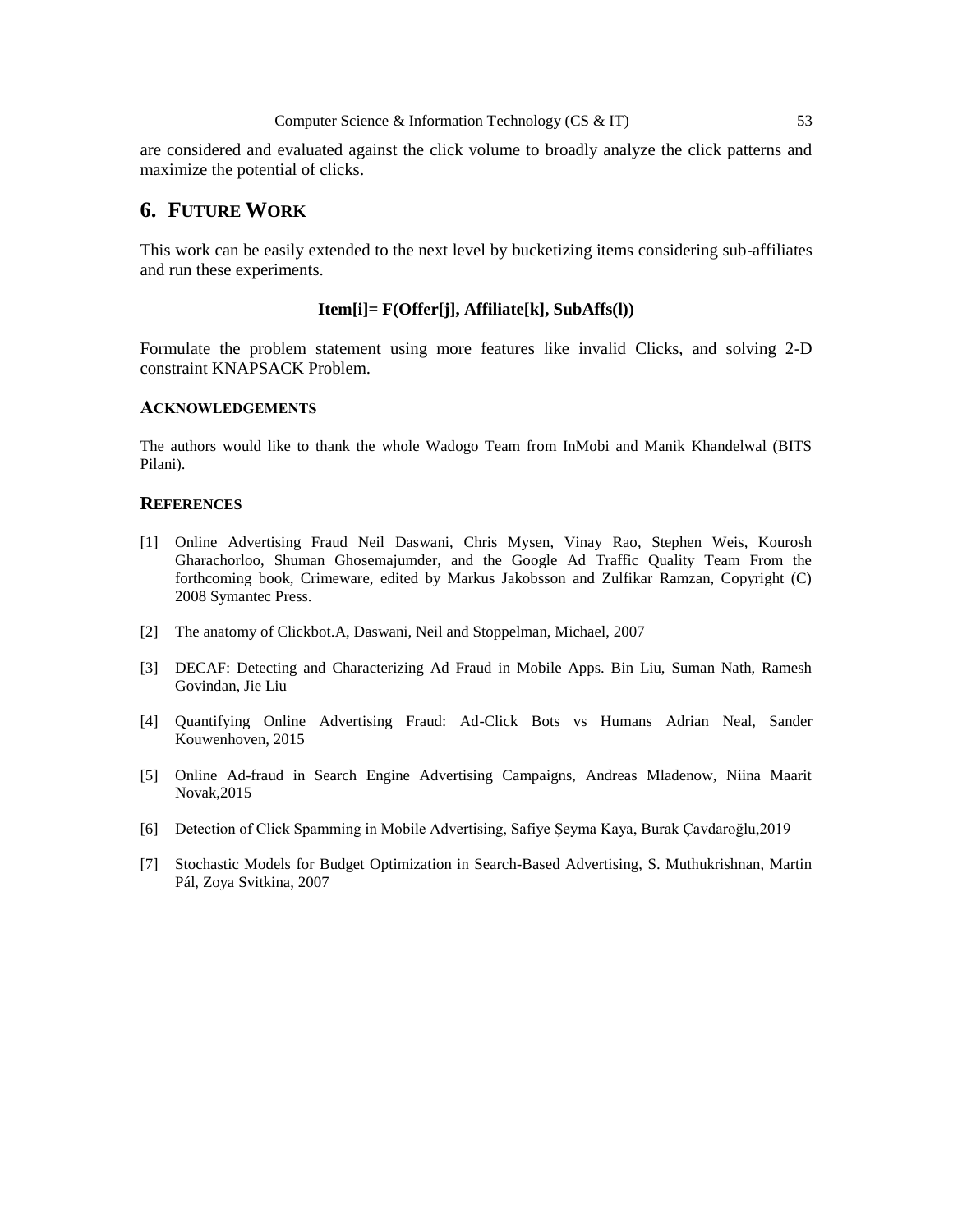are considered and evaluated against the click volume to broadly analyze the click patterns and maximize the potential of clicks.

## 6. FUTURE WORK

This work can be easily extended to the next level by bucketizing items considering sub-affiliates and run these experiments.

**Item[i]= F(Offer[j], Affiliate[k], SubAffs(l))**

Formulate the problem statement using more features like invalid Clicks, and solving 2-D constraint KNAPSACK Problem.

### ACKNOWLEDGEMENTS

The authors would like to thank the whole Wadogo Team from InMobi and Manik Khandelwal (BITS Pilani).

### REFERENCES

[1] Online Advertising Fraud Neil Daswani, Chris Mysen, Vinay Rao, Stephen Weis, Kourosh Gharachorloo, Shuman Ghosemajumder, and the Google Ad Traffic Quality Team From the forthcoming book, Crimeware, edited by Markus Jakobsson and Zulfikar Ramzan, Copyright (C) 2008 Symantec Press.

[2] The anatomy of Clickbot.A, Daswani, Neil and Stoppelman, Michael, 2007

[3] DECAF: Detecting and Characterizing Ad Fraud in Mobile Apps. Bin Liu, Suman Nath, Ramesh Govindan, Jie Liu

[4] Quantifying Online Advertising Fraud: Ad-Click Bots vs Humans Adrian Neal, Sander Kouwenhoven, 2015

[5] Online Ad-fraud in Search Engine Advertising Campaigns, Andreas Mladenow, Niina Maarit Novak,2015

[6] Detection of Click Spamming in Mobile Advertising, Safiye Şeyma Kaya, Burak Çavdaroğlu,2019

[7] Stochastic Models for Budget Optimization in Search-Based Advertising, S. Muthukrishnan, Martin Pál, Zoya Svitkina, 2007